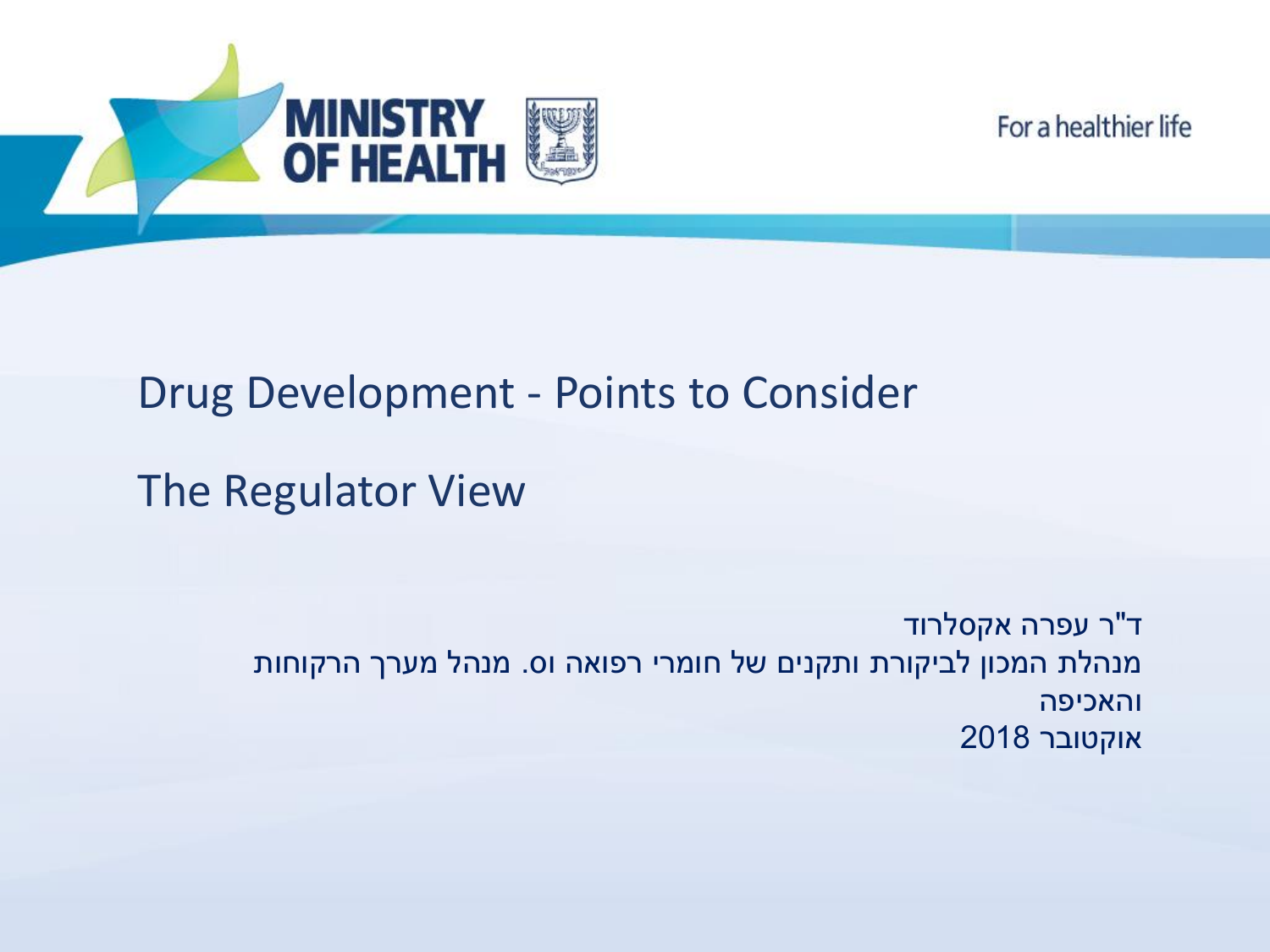MINISTRY OF HEALTH

For a healthier life

# Drug Development - Points to Consider

## The Regulator View

ד"ר עפרה אקסלרוד

מנהלת המכון לביקורת ותקנים של חומרי רפואה וס. מנהל מערך הרקוחות והאכיפה

אוקטובר 2018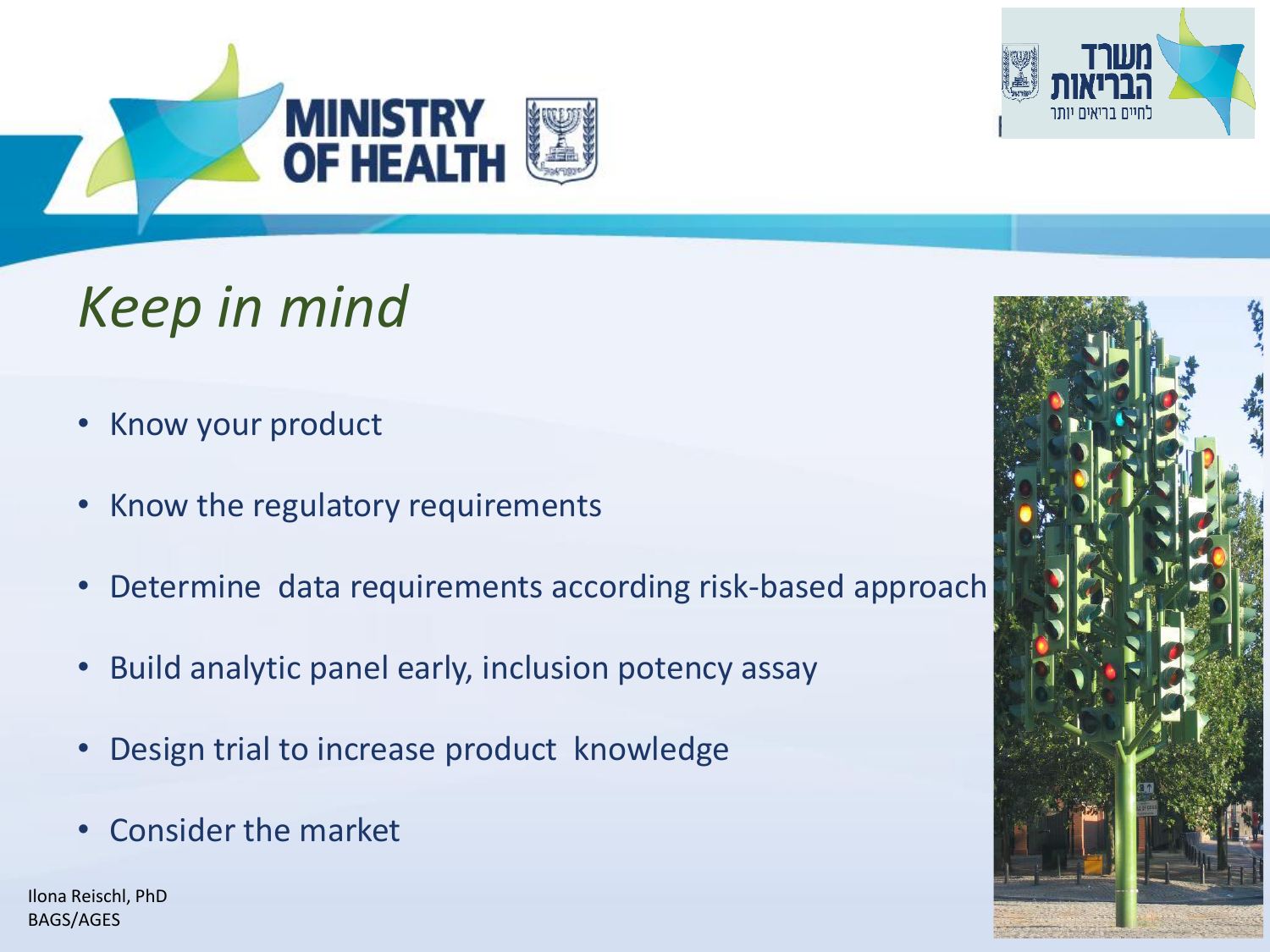# *Keep in mind*

- Know your product
- Know the regulatory requirements
- Determine  data requirements according risk-based approach
- Build analytic panel early, inclusion potency assay
- Design trial to increase product  knowledge
- Consider the market

Ilona Reischl, PhD
BAGS/AGES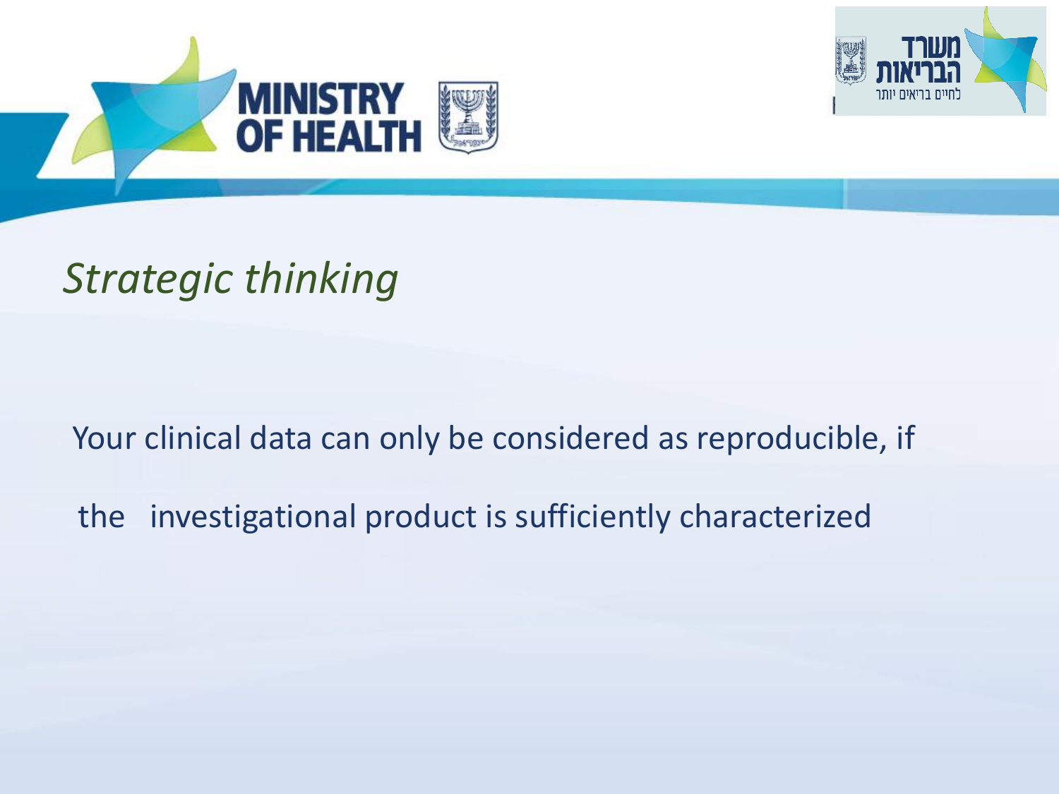# *Strategic thinking*

Your clinical data can only be considered as reproducible, if the investigational product is sufficiently characterized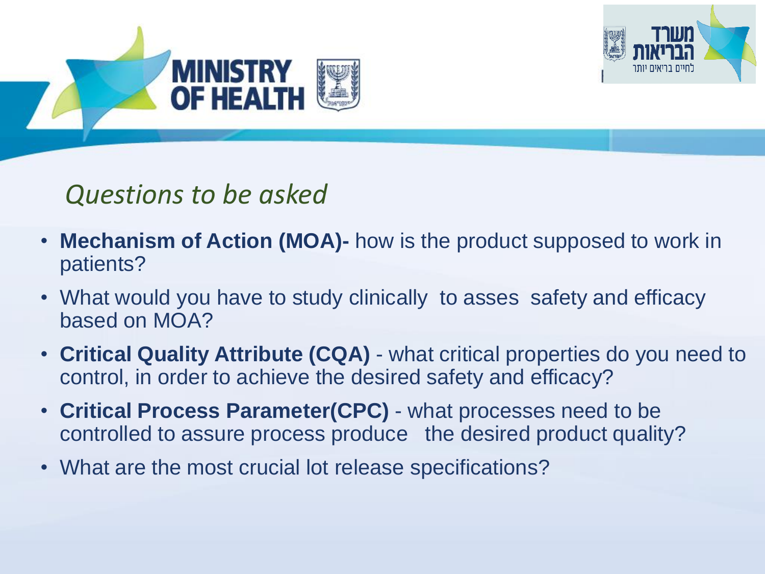## *Questions to be asked*

- **Mechanism of Action (MOA)-** how is the product supposed to work in patients?
- What would you have to study clinically to asses safety and efficacy based on MOA?
- **Critical Quality Attribute (CQA)** - what critical properties do you need to control, in order to achieve the desired safety and efficacy?
- **Critical Process Parameter(CPC)** - what processes need to be controlled to assure process produce the desired product quality?
- What are the most crucial lot release specifications?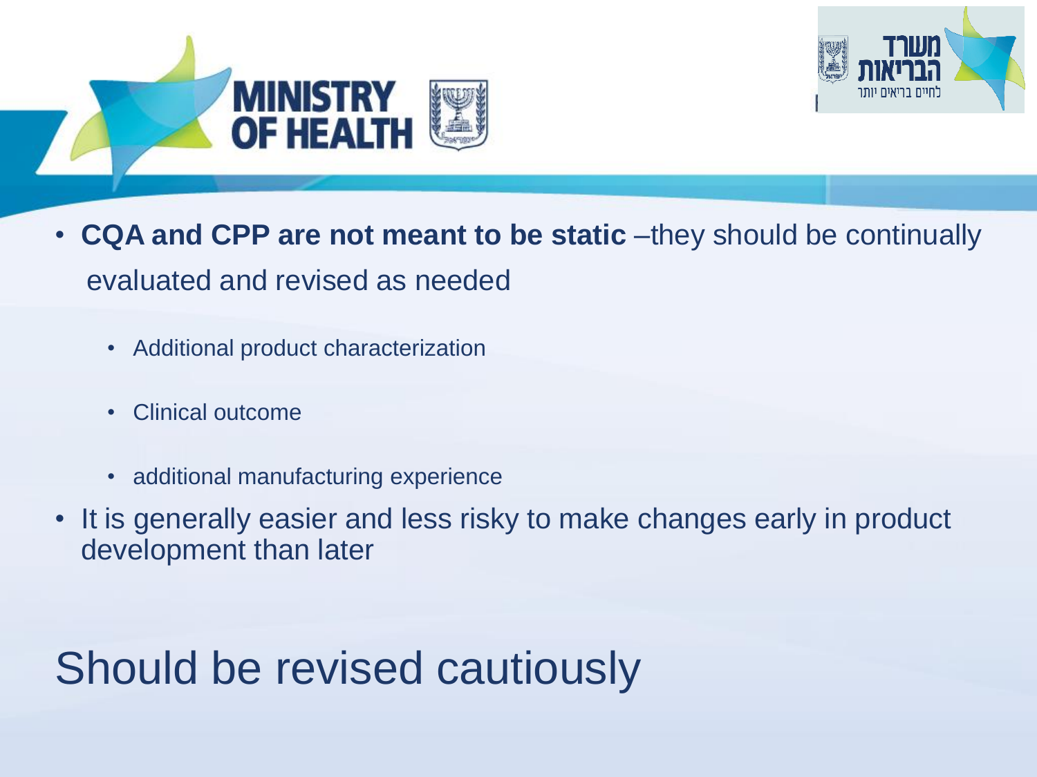- **CQA and CPP are not meant to be static** –they should be continually evaluated and revised as needed
  - Additional product characterization
  - Clinical outcome
  - additional manufacturing experience
- It is generally easier and less risky to make changes early in product development than later

Should be revised cautiously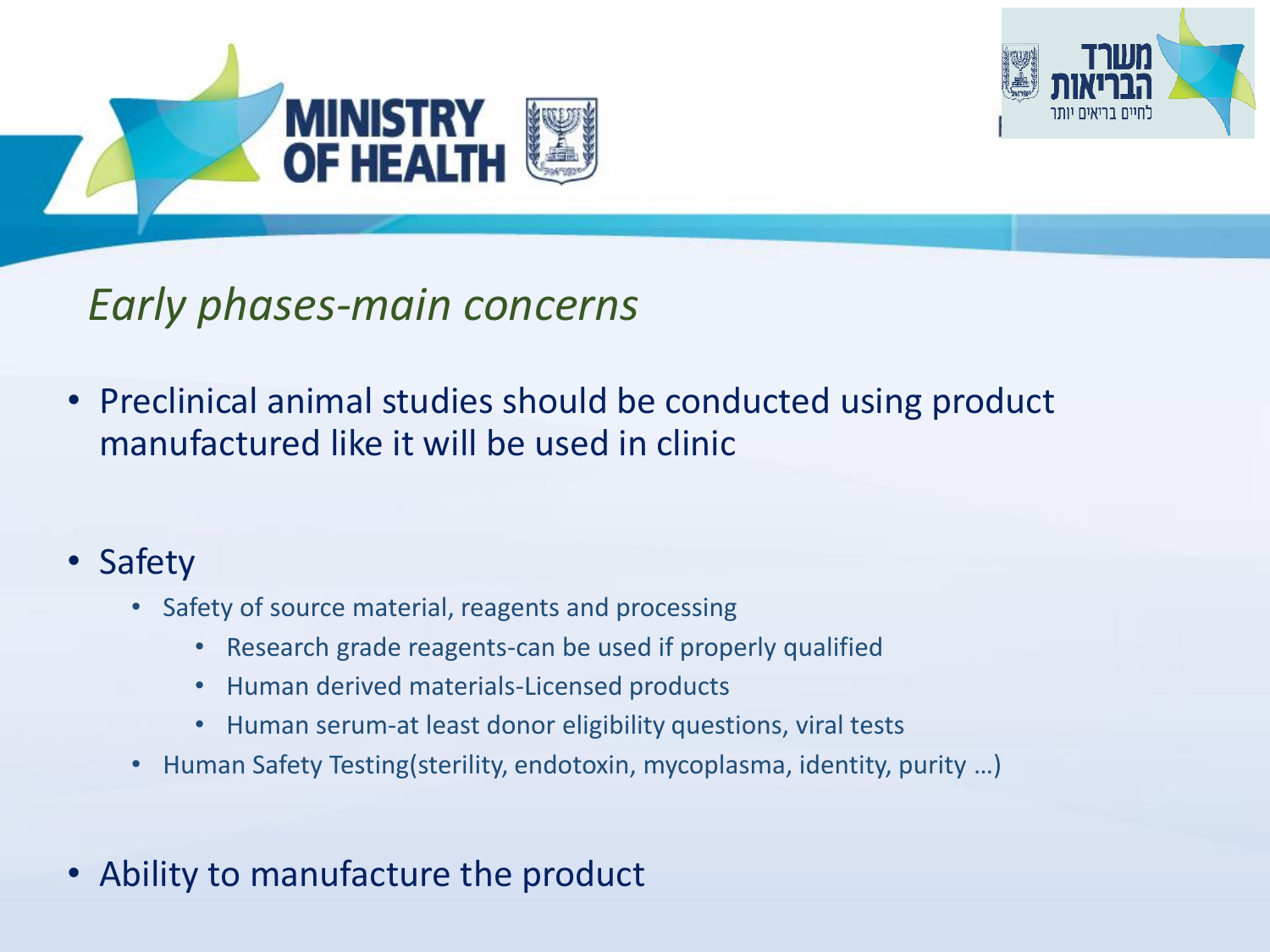## *Early phases-main concerns*

- Preclinical animal studies should be conducted using product manufactured like it will be used in clinic

- Safety
  - Safety of source material, reagents and processing
    - Research grade reagents-can be used if properly qualified
    - Human derived materials-Licensed products
    - Human serum-at least donor eligibility questions, viral tests
  - Human Safety Testing(sterility, endotoxin, mycoplasma, identity, purity …)

- Ability to manufacture the product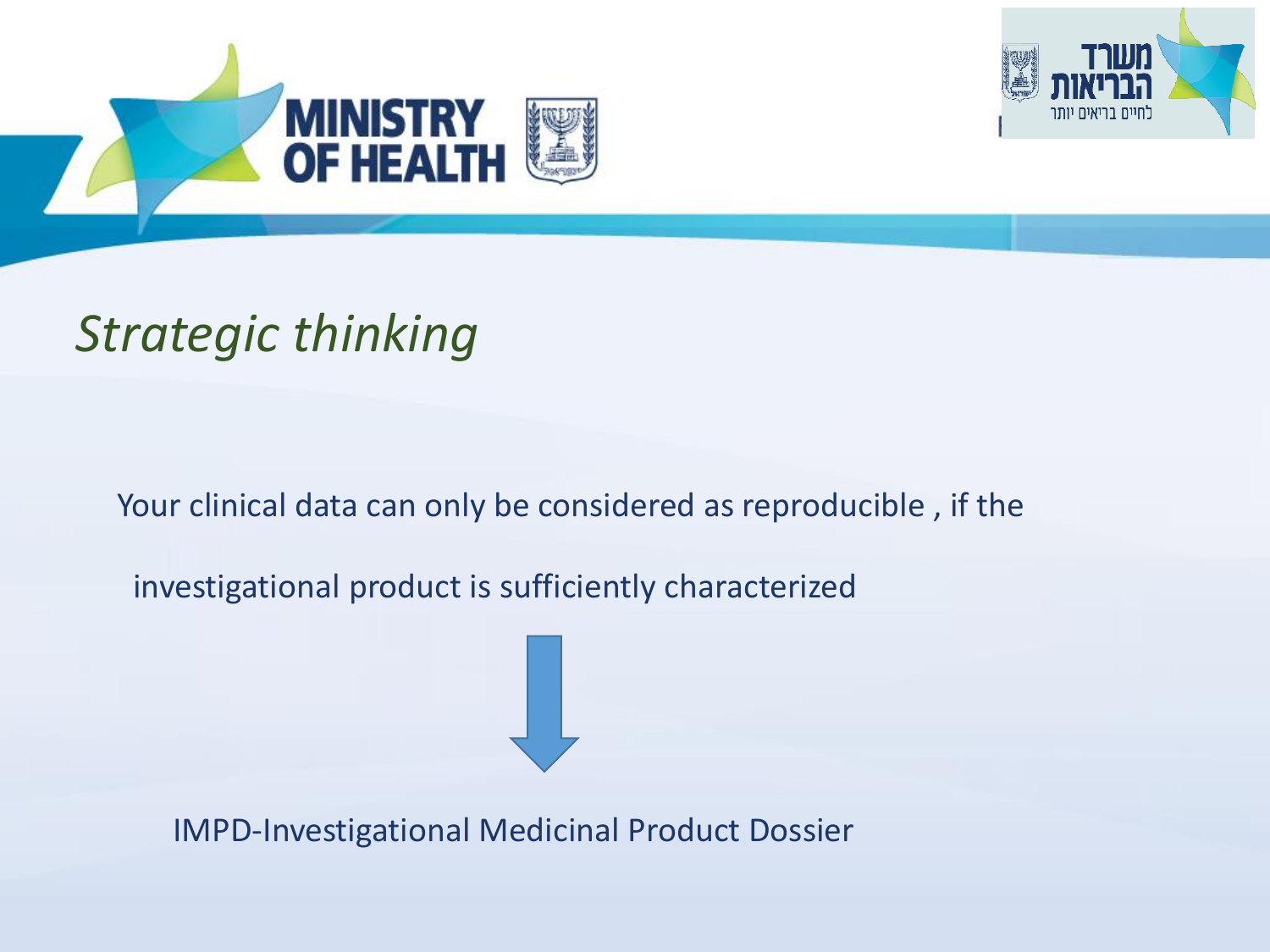# *Strategic thinking*

Your clinical data can only be considered as reproducible , if the investigational product is sufficiently characterized

↓

IMPD-Investigational Medicinal Product Dossier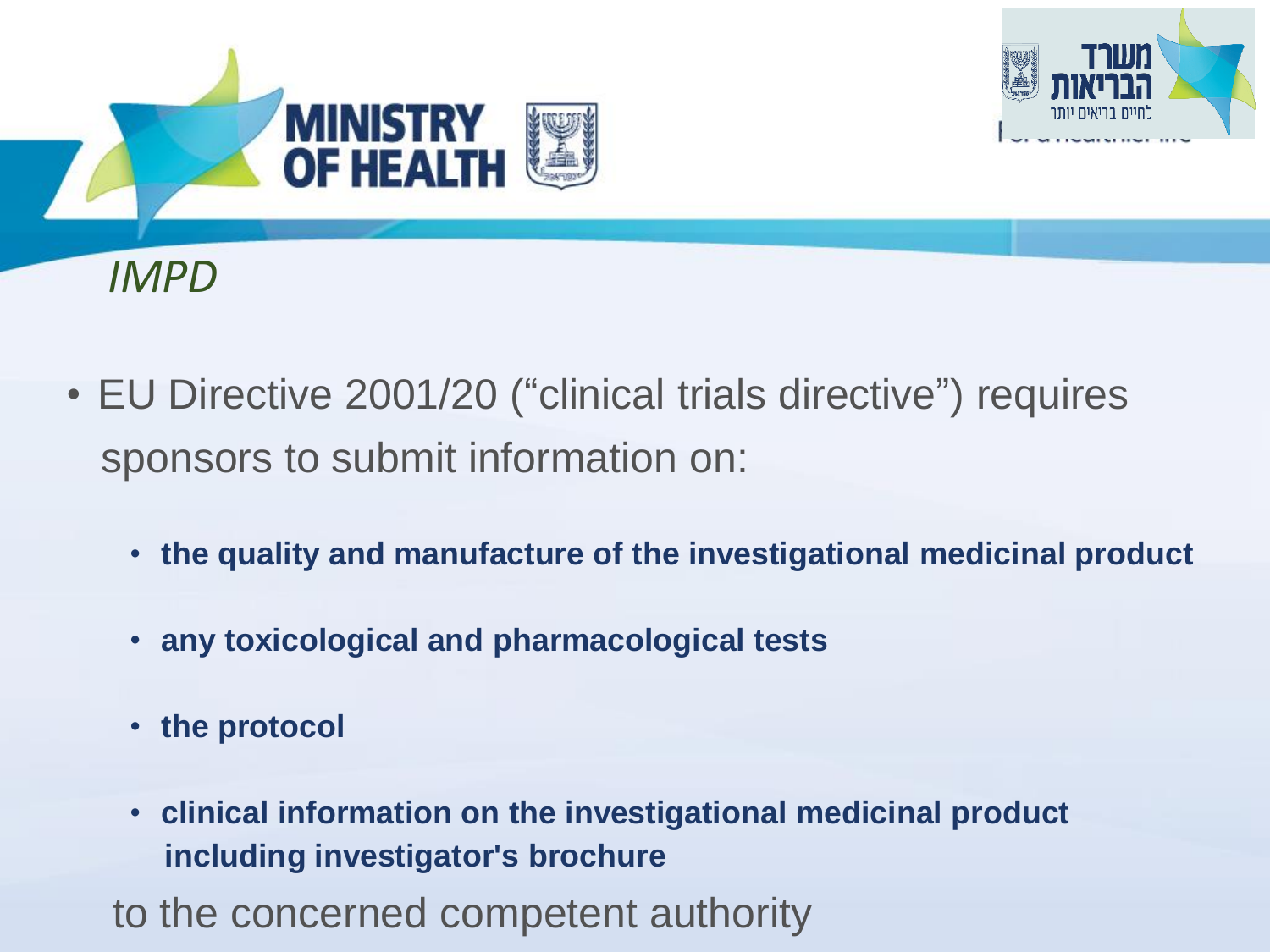## *IMPD*

- EU Directive 2001/20 (“clinical trials directive”) requires sponsors to submit information on:
  - **the quality and manufacture of the investigational medicinal product**
  - **any toxicological and pharmacological tests**
  - **the protocol**
  - **clinical information on the investigational medicinal product including investigator's brochure**

to the concerned competent authority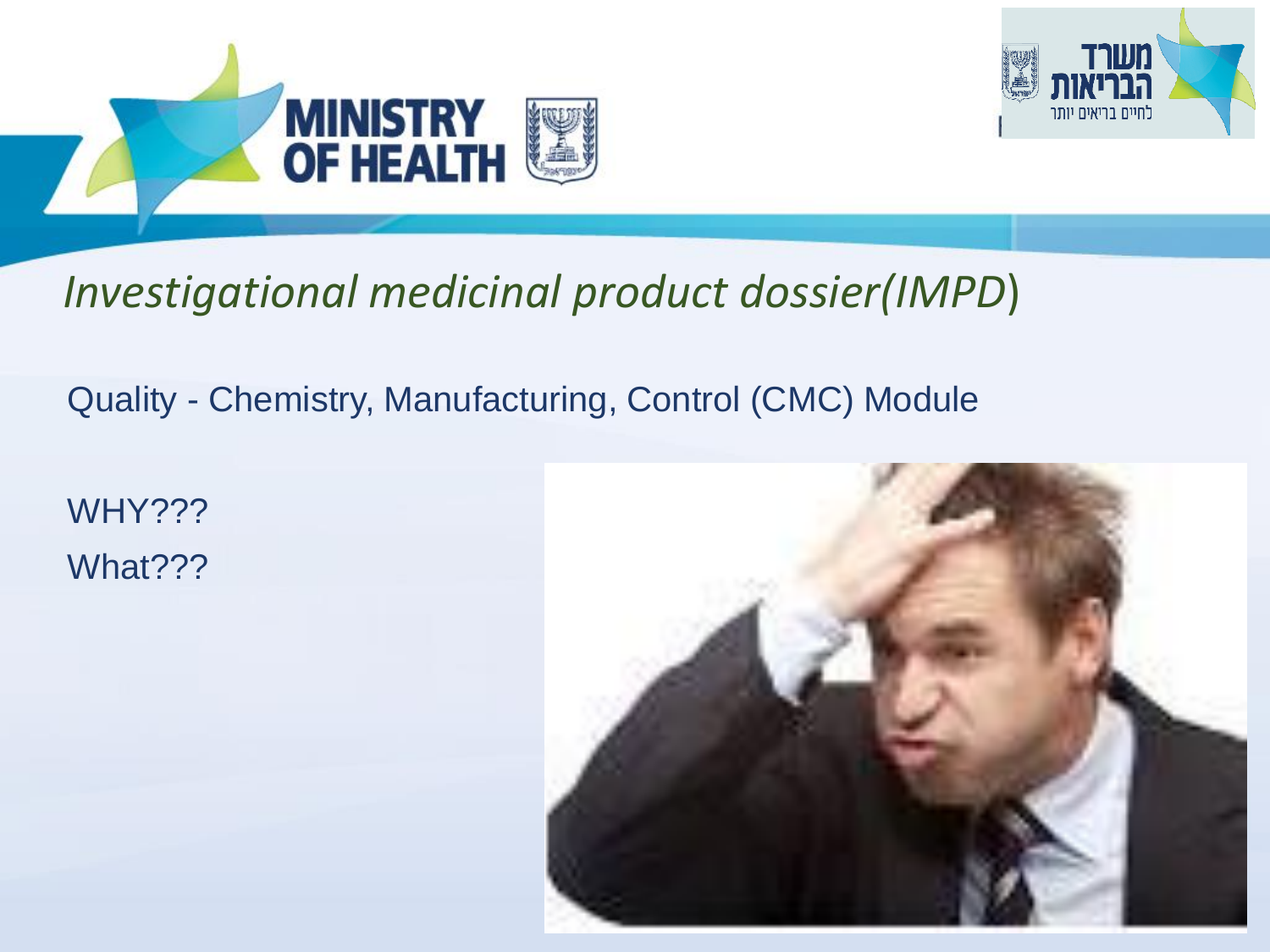# *Investigational medicinal product dossier(IMPD)*

Quality - Chemistry, Manufacturing, Control (CMC) Module

WHY???

What???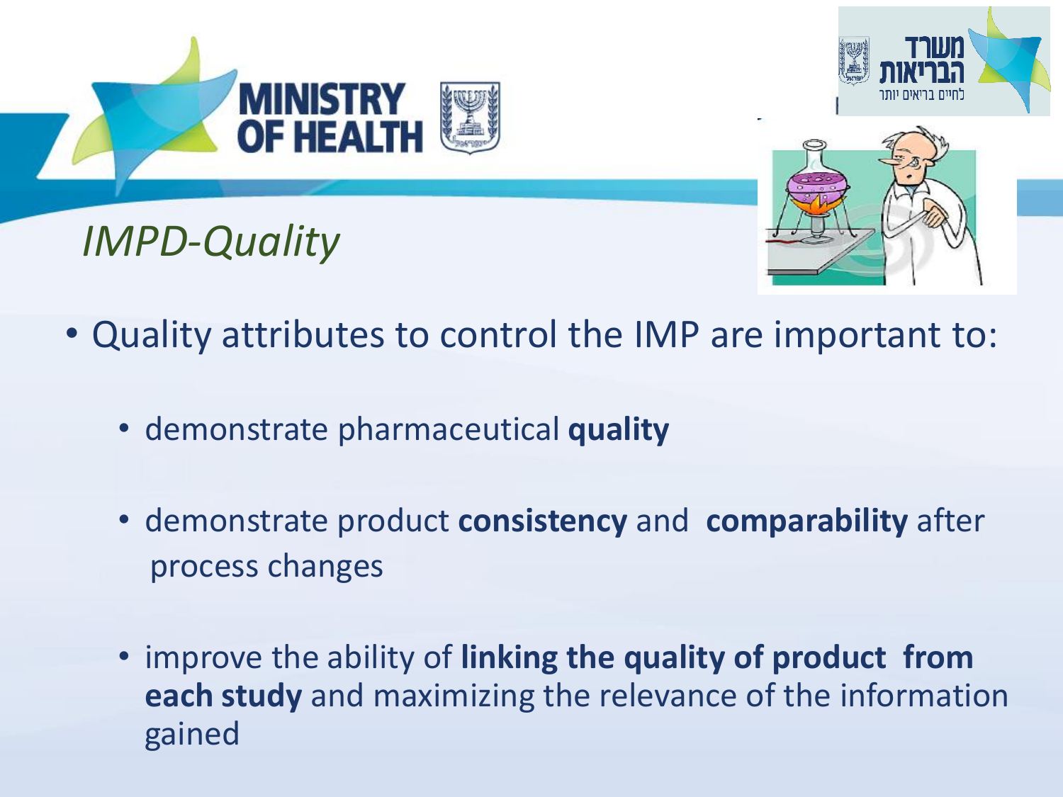## *IMPD-Quality*

- Quality attributes to control the IMP are important to:
  - demonstrate pharmaceutical **quality**
  - demonstrate product **consistency** and **comparability** after process changes
  - improve the ability of **linking the quality of product from each study** and maximizing the relevance of the information gained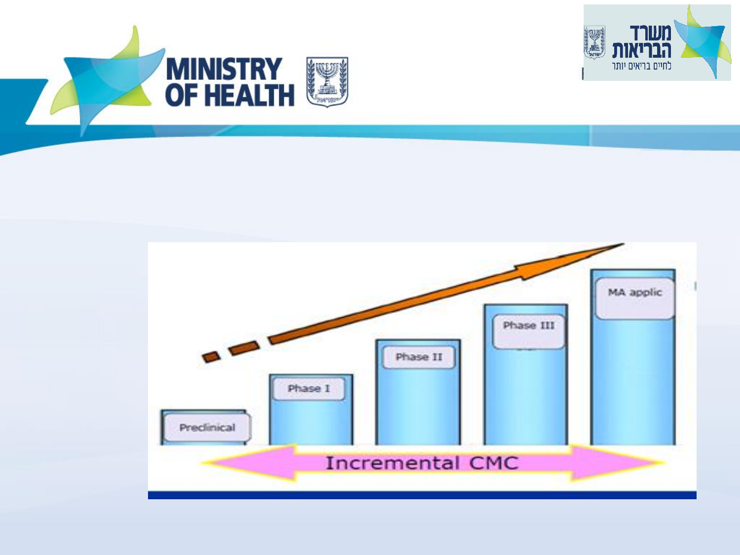Preclinical

Phase I

Phase II

Phase III

MA applic

Incremental CMC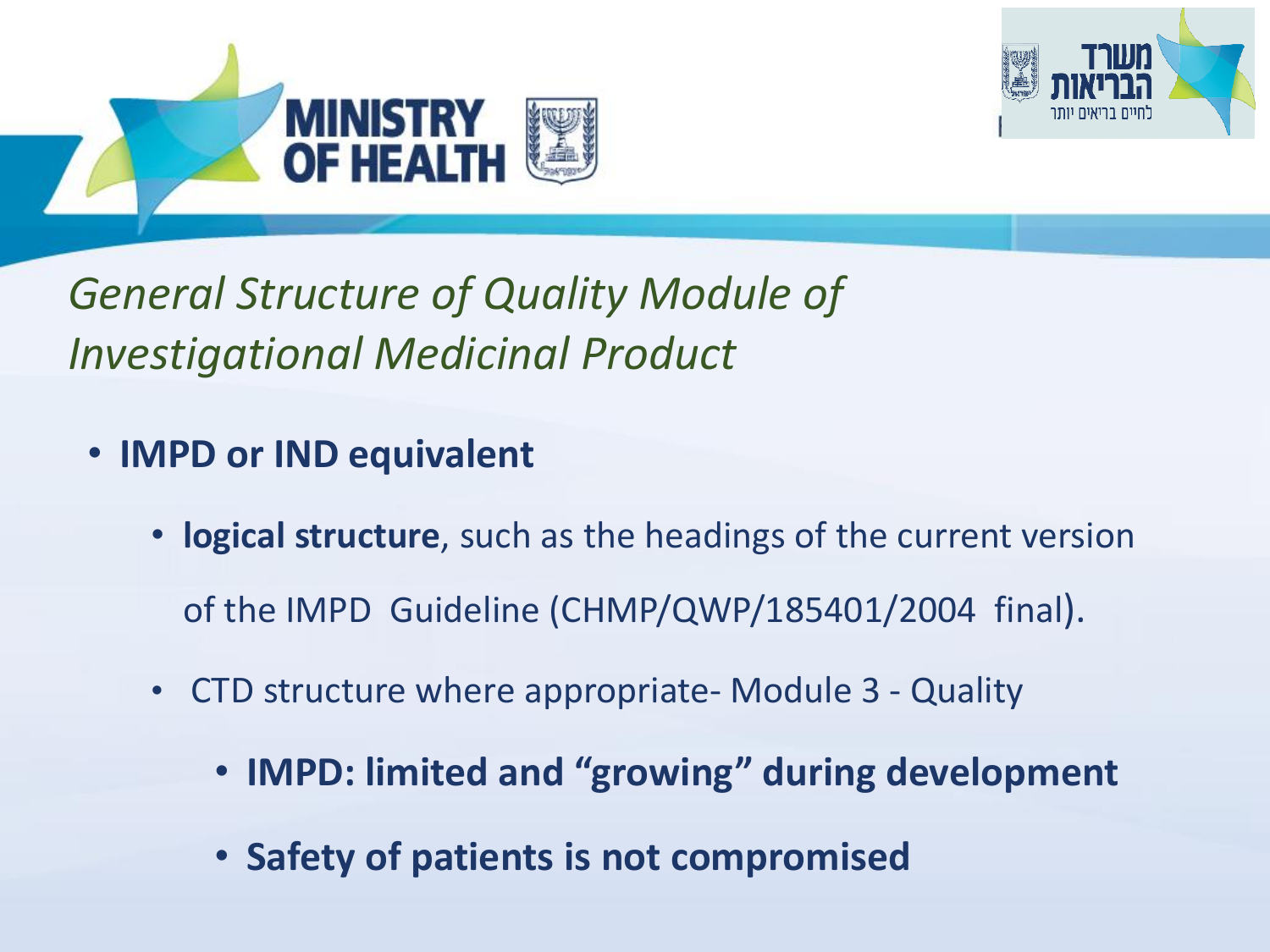*General Structure of Quality Module of Investigational Medicinal Product*

- **IMPD or IND equivalent**
  - **logical structure**, such as the headings of the current version of the IMPD Guideline (CHMP/QWP/185401/2004 final).
  - CTD structure where appropriate- Module 3 - Quality
    - **IMPD: limited and “growing” during development**
    - **Safety of patients is not compromised**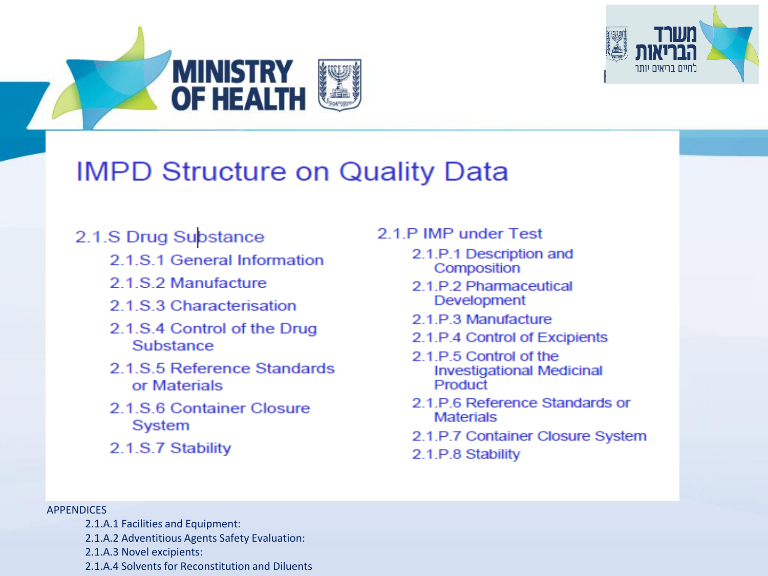# IMPD Structure on Quality Data

2.1.S Drug Substance

- 2.1.S.1 General Information
- 2.1.S.2 Manufacture
- 2.1.S.3 Characterisation
- 2.1.S.4 Control of the Drug Substance
- 2.1.S.5 Reference Standards or Materials
- 2.1.S.6 Container Closure System
- 2.1.S.7 Stability

2.1.P IMP under Test

- 2.1.P.1 Description and Composition
- 2.1.P.2 Pharmaceutical Development
- 2.1.P.3 Manufacture
- 2.1.P.4 Control of Excipients
- 2.1.P.5 Control of the Investigational Medicinal Product
- 2.1.P.6 Reference Standards or Materials
- 2.1.P.7 Container Closure System
- 2.1.P.8 Stability

APPENDICES

- 2.1.A.1 Facilities and Equipment:
- 2.1.A.2 Adventitious Agents Safety Evaluation:
- 2.1.A.3 Novel excipients:
- 2.1.A.4 Solvents for Reconstitution and Diluents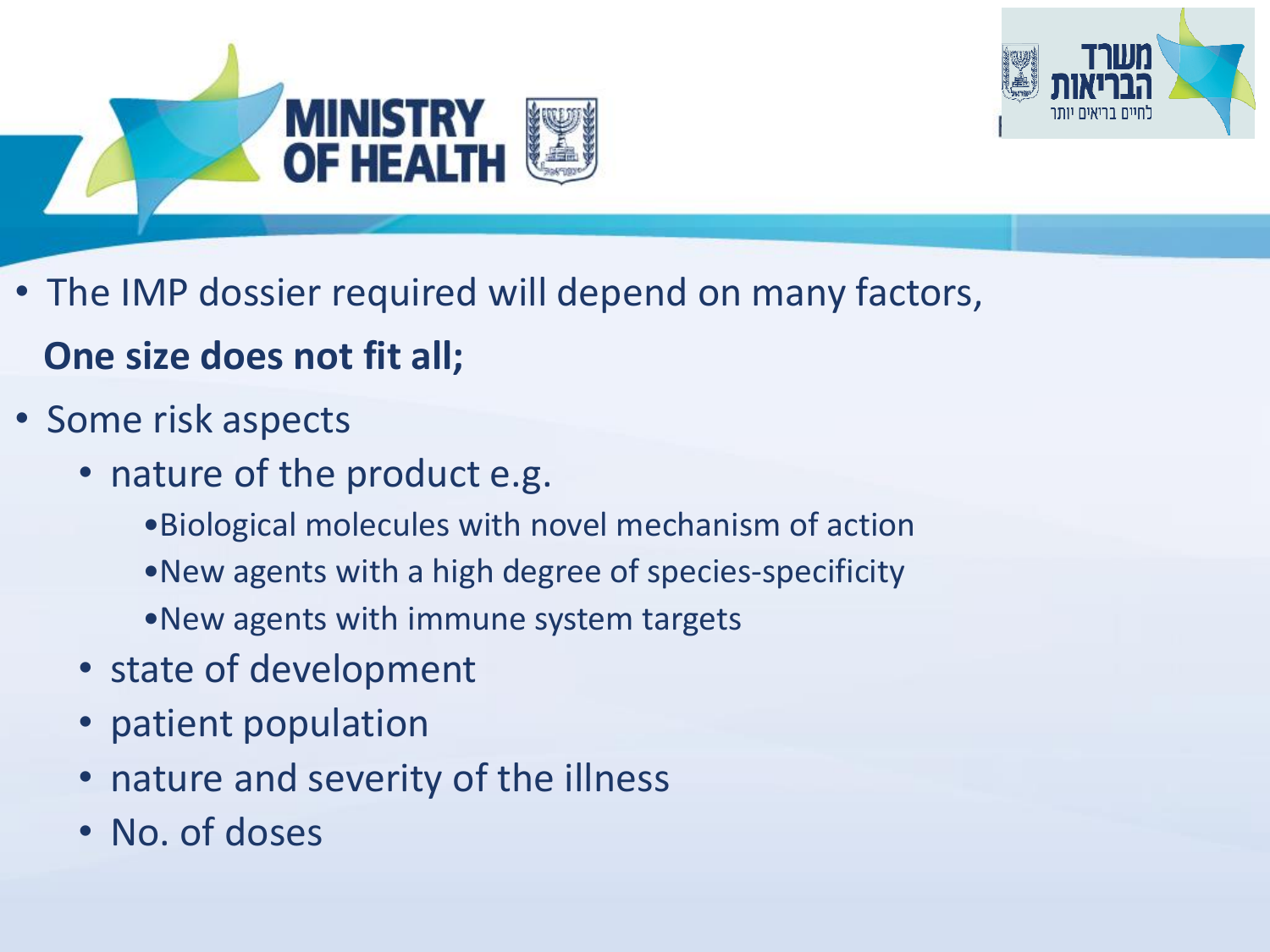- The IMP dossier required will depend on many factors,
  **One size does not fit all;**
- Some risk aspects
  - nature of the product e.g.
    - Biological molecules with novel mechanism of action
    - New agents with a high degree of species-specificity
    - New agents with immune system targets
  - state of development
  - patient population
  - nature and severity of the illness
  - No. of doses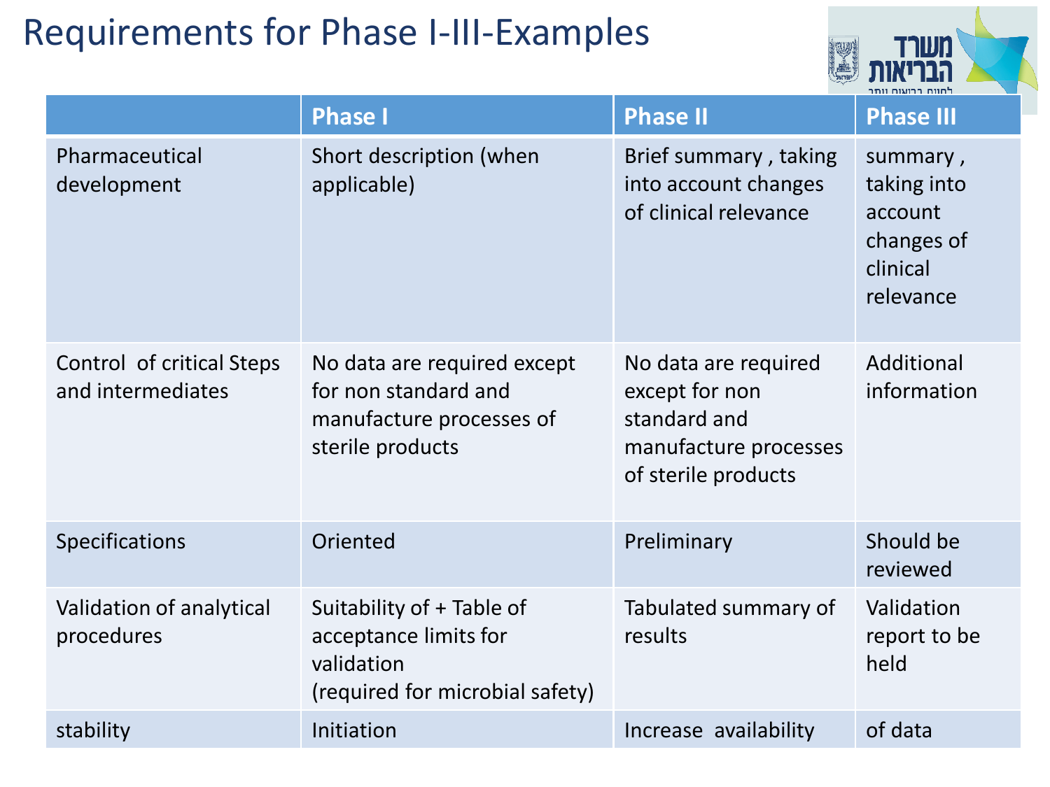# Requirements for Phase I-III-Examples

|  | Phase I | Phase II | Phase III |
|---|---|---|---|
| Pharmaceutical development | Short description (when applicable) | Brief summary , taking into account changes of clinical relevance | summary , taking into account changes of clinical relevance |
| Control of critical Steps and intermediates | No data are required except for non standard and manufacture processes of sterile products | No data are required except for non standard and manufacture processes of sterile products | Additional information |
| Specifications | Oriented | Preliminary | Should be reviewed |
| Validation of analytical procedures | Suitability of + Table of acceptance limits for validation (required for microbial safety) | Tabulated summary of results | Validation report to be held |
| stability | Initiation | Increase availability | of data |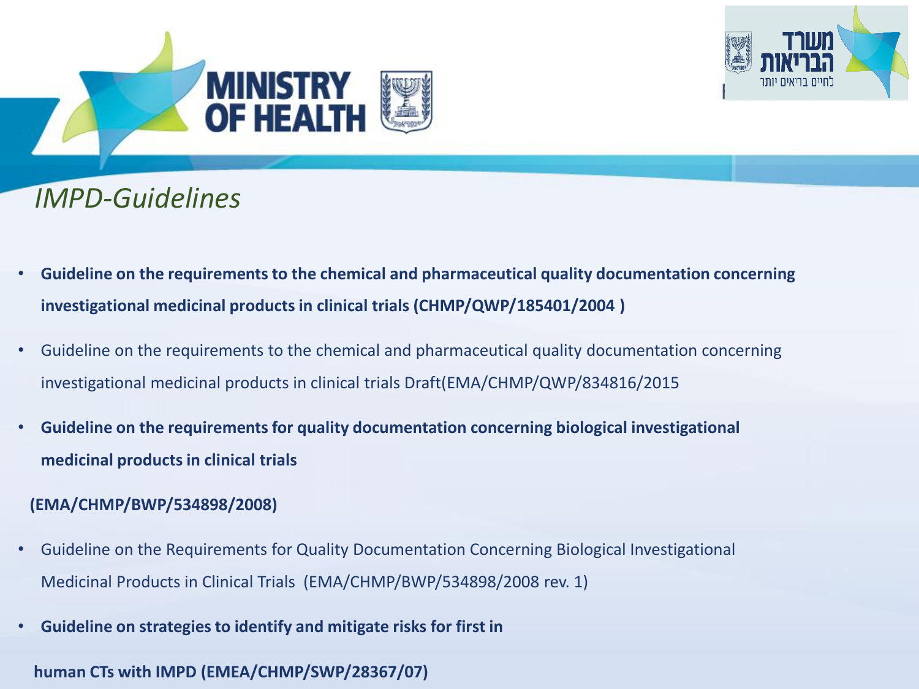# *IMPD-Guidelines*

- **Guideline on the requirements to the chemical and pharmaceutical quality documentation concerning investigational medicinal products in clinical trials (CHMP/QWP/185401/2004 )**
- Guideline on the requirements to the chemical and pharmaceutical quality documentation concerning investigational medicinal products in clinical trials Draft(EMA/CHMP/QWP/834816/2015
- **Guideline on the requirements for quality documentation concerning biological investigational medicinal products in clinical trials**

  **(EMA/CHMP/BWP/534898/2008)**
- Guideline on the Requirements for Quality Documentation Concerning Biological Investigational Medicinal Products in Clinical Trials (EMA/CHMP/BWP/534898/2008 rev. 1)
- **Guideline on strategies to identify and mitigate risks for first in**

  **human CTs with IMPD (EMEA/CHMP/SWP/28367/07)**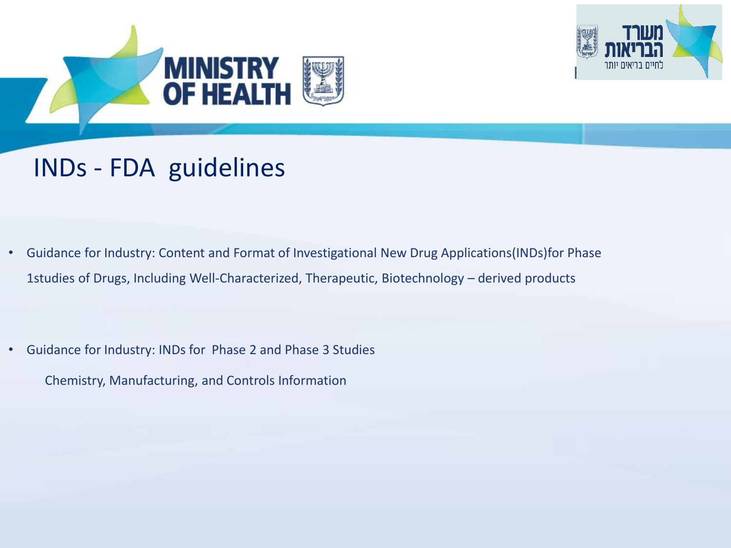# INDs - FDA guidelines

- Guidance for Industry: Content and Format of Investigational New Drug Applications(INDs)for Phase 1studies of Drugs, Including Well-Characterized, Therapeutic, Biotechnology – derived products

- Guidance for Industry: INDs for Phase 2 and Phase 3 Studies

  Chemistry, Manufacturing, and Controls Information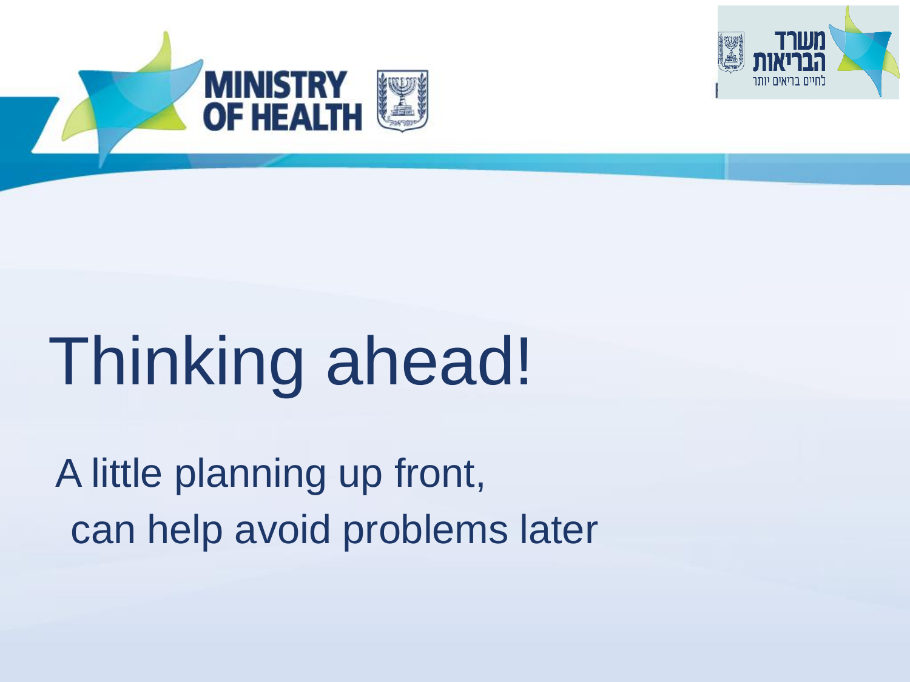# Thinking ahead!

A little planning up front,
can help avoid problems later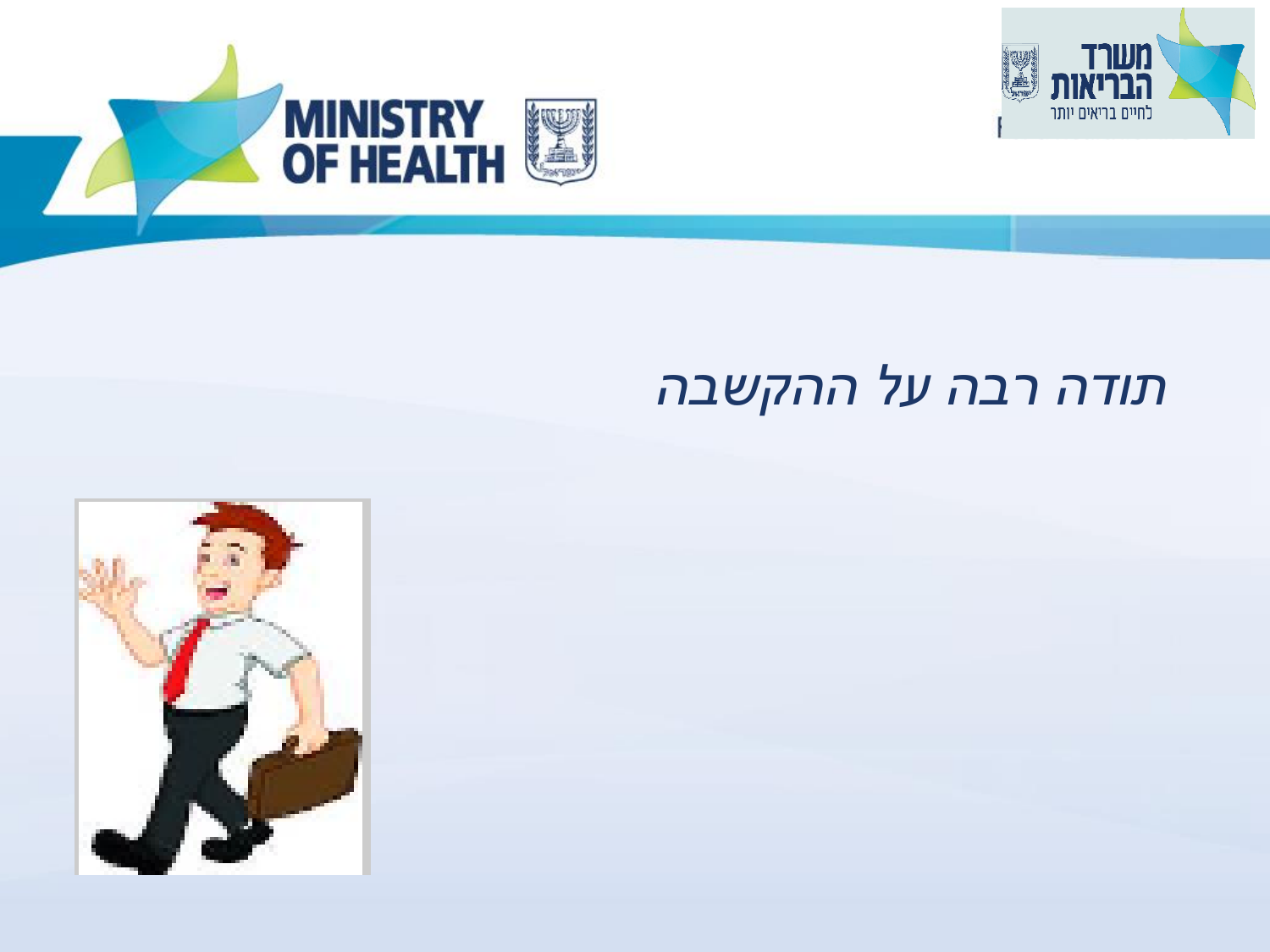*תודה רבה על ההקשבה*